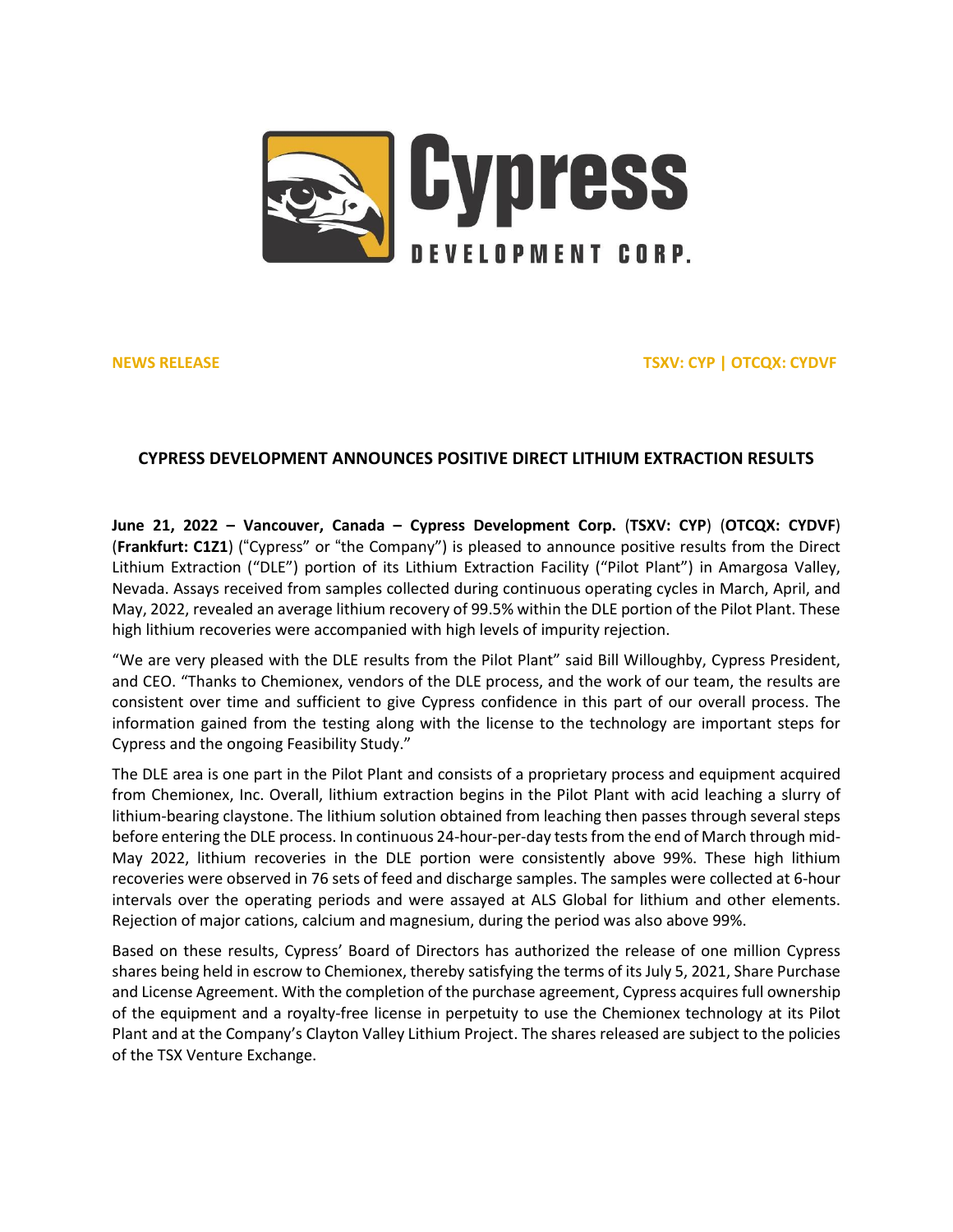**NEWS RELEASE** **TSXV: CYP | OTCQX: CYDVF**

## CYPRESS DEVELOPMENT ANNOUNCES POSITIVE DIRECT LITHIUM EXTRACTION RESULTS

**June 21, 2022 – Vancouver, Canada – Cypress Development Corp.** (**TSXV: CYP**) (**OTCQX: CYDVF**) (**Frankfurt: C1Z1**) ("Cypress" or "the Company") is pleased to announce positive results from the Direct Lithium Extraction ("DLE") portion of its Lithium Extraction Facility ("Pilot Plant") in Amargosa Valley, Nevada. Assays received from samples collected during continuous operating cycles in March, April, and May, 2022, revealed an average lithium recovery of 99.5% within the DLE portion of the Pilot Plant. These high lithium recoveries were accompanied with high levels of impurity rejection.

"We are very pleased with the DLE results from the Pilot Plant" said Bill Willoughby, Cypress President, and CEO. "Thanks to Chemionex, vendors of the DLE process, and the work of our team, the results are consistent over time and sufficient to give Cypress confidence in this part of our overall process. The information gained from the testing along with the license to the technology are important steps for Cypress and the ongoing Feasibility Study."

The DLE area is one part in the Pilot Plant and consists of a proprietary process and equipment acquired from Chemionex, Inc. Overall, lithium extraction begins in the Pilot Plant with acid leaching a slurry of lithium-bearing claystone. The lithium solution obtained from leaching then passes through several steps before entering the DLE process. In continuous 24-hour-per-day tests from the end of March through mid-May 2022, lithium recoveries in the DLE portion were consistently above 99%. These high lithium recoveries were observed in 76 sets of feed and discharge samples. The samples were collected at 6-hour intervals over the operating periods and were assayed at ALS Global for lithium and other elements. Rejection of major cations, calcium and magnesium, during the period was also above 99%.

Based on these results, Cypress' Board of Directors has authorized the release of one million Cypress shares being held in escrow to Chemionex, thereby satisfying the terms of its July 5, 2021, Share Purchase and License Agreement. With the completion of the purchase agreement, Cypress acquires full ownership of the equipment and a royalty-free license in perpetuity to use the Chemionex technology at its Pilot Plant and at the Company's Clayton Valley Lithium Project. The shares released are subject to the policies of the TSX Venture Exchange.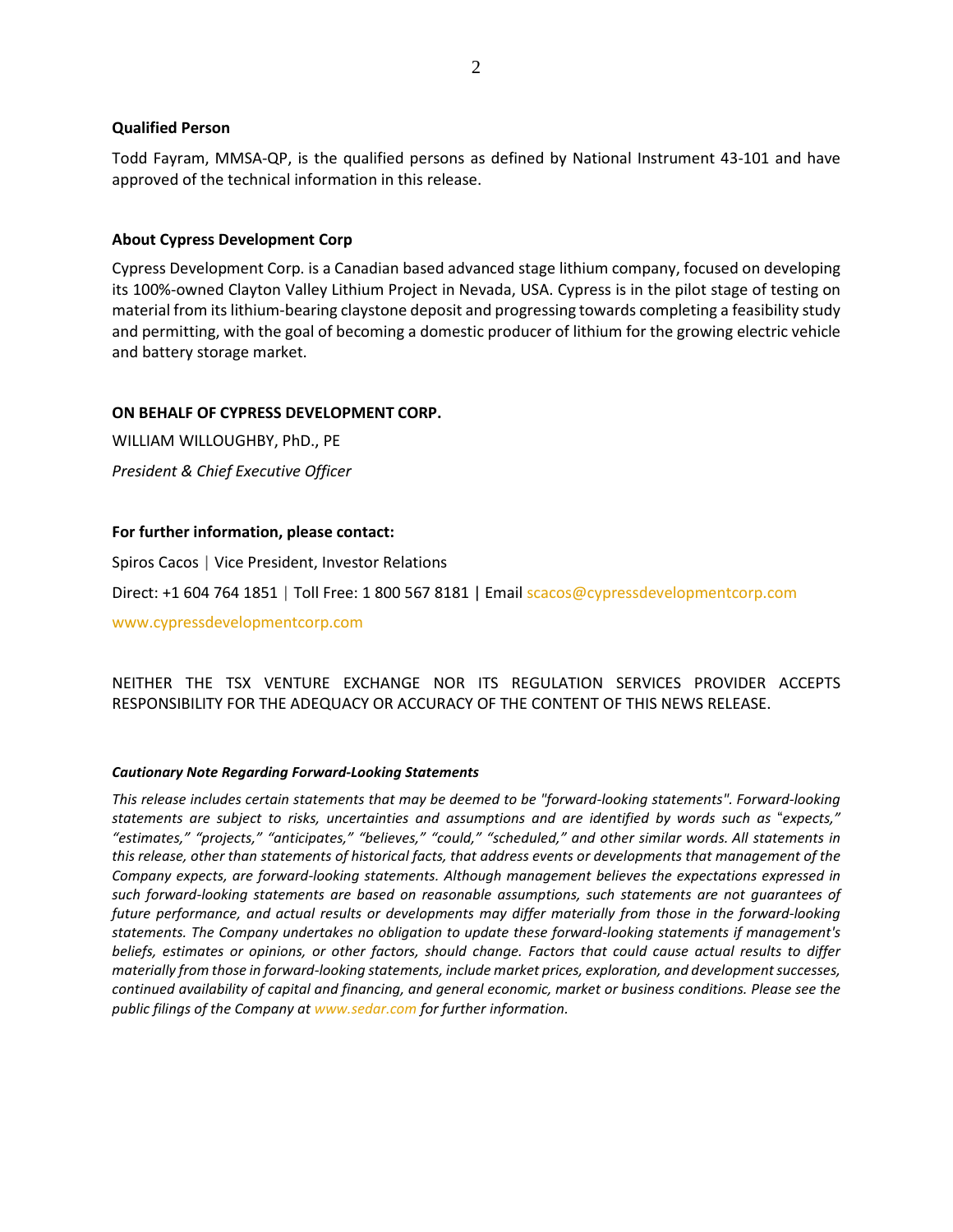**Qualified Person**

Todd Fayram, MMSA-QP, is the qualified persons as defined by National Instrument 43-101 and have approved of the technical information in this release.

**About Cypress Development Corp**

Cypress Development Corp. is a Canadian based advanced stage lithium company, focused on developing its 100%-owned Clayton Valley Lithium Project in Nevada, USA. Cypress is in the pilot stage of testing on material from its lithium-bearing claystone deposit and progressing towards completing a feasibility study and permitting, with the goal of becoming a domestic producer of lithium for the growing electric vehicle and battery storage market.

**ON BEHALF OF CYPRESS DEVELOPMENT CORP.**

WILLIAM WILLOUGHBY, PhD., PE

*President & Chief Executive Officer*

**For further information, please contact:**

Spiros Cacos | Vice President, Investor Relations

Direct: +1 604 764 1851 | Toll Free: 1 800 567 8181 | Email scacos@cypressdevelopmentcorp.com

www.cypressdevelopmentcorp.com

NEITHER THE TSX VENTURE EXCHANGE NOR ITS REGULATION SERVICES PROVIDER ACCEPTS RESPONSIBILITY FOR THE ADEQUACY OR ACCURACY OF THE CONTENT OF THIS NEWS RELEASE.

***Cautionary Note Regarding Forward-Looking Statements***

*This release includes certain statements that may be deemed to be "forward-looking statements". Forward-looking statements are subject to risks, uncertainties and assumptions and are identified by words such as "expects," "estimates," "projects," "anticipates," "believes," "could," "scheduled," and other similar words. All statements in this release, other than statements of historical facts, that address events or developments that management of the Company expects, are forward-looking statements. Although management believes the expectations expressed in such forward-looking statements are based on reasonable assumptions, such statements are not guarantees of future performance, and actual results or developments may differ materially from those in the forward-looking statements. The Company undertakes no obligation to update these forward-looking statements if management's beliefs, estimates or opinions, or other factors, should change. Factors that could cause actual results to differ materially from those in forward-looking statements, include market prices, exploration, and development successes, continued availability of capital and financing, and general economic, market or business conditions. Please see the public filings of the Company at www.sedar.com for further information.*